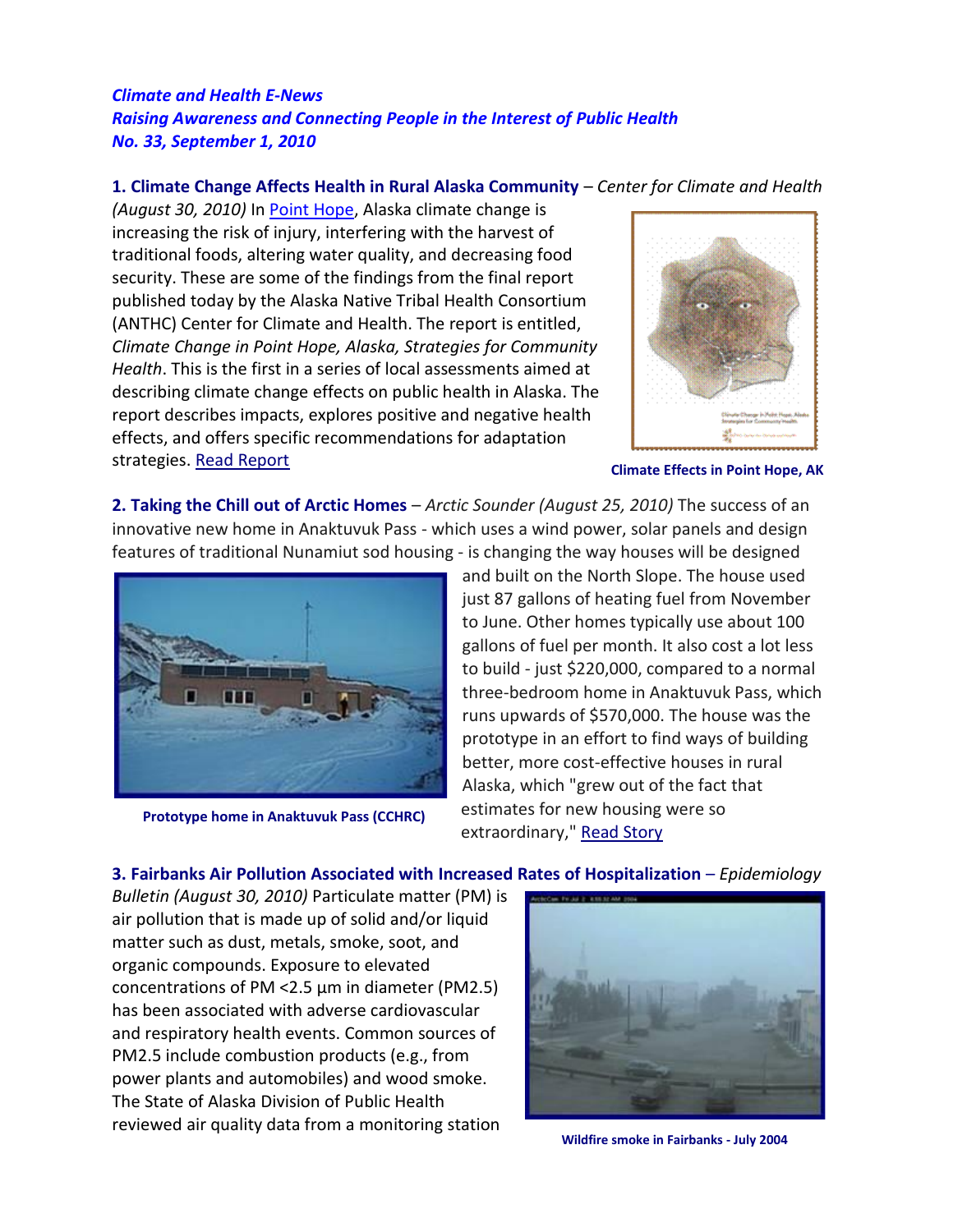***Climate and Health E-News***
***Raising Awareness and Connecting People in the Interest of Public Health***
***No. 33, September 1, 2010***

**1. Climate Change Affects Health in Rural Alaska Community** – *Center for Climate and Health (August 30, 2010)* In Point Hope, Alaska climate change is increasing the risk of injury, interfering with the harvest of traditional foods, altering water quality, and decreasing food security. These are some of the findings from the final report published today by the Alaska Native Tribal Health Consortium (ANTHC) Center for Climate and Health. The report is entitled, *Climate Change in Point Hope, Alaska, Strategies for Community Health*. This is the first in a series of local assessments aimed at describing climate change effects on public health in Alaska. The report describes impacts, explores positive and negative health effects, and offers specific recommendations for adaptation strategies. Read Report

**Climate Effects in Point Hope, AK**

**2. Taking the Chill out of Arctic Homes** – *Arctic Sounder (August 25, 2010)* The success of an innovative new home in Anaktuvuk Pass - which uses a wind power, solar panels and design features of traditional Nunamiut sod housing - is changing the way houses will be designed and built on the North Slope. The house used just 87 gallons of heating fuel from November to June. Other homes typically use about 100 gallons of fuel per month. It also cost a lot less to build - just $220,000, compared to a normal three-bedroom home in Anaktuvuk Pass, which runs upwards of $570,000. The house was the prototype in an effort to find ways of building better, more cost-effective houses in rural Alaska, which "grew out of the fact that estimates for new housing were so extraordinary," Read Story

**Prototype home in Anaktuvuk Pass (CCHRC)**

**3. Fairbanks Air Pollution Associated with Increased Rates of Hospitalization** – *Epidemiology Bulletin (August 30, 2010)* Particulate matter (PM) is air pollution that is made up of solid and/or liquid matter such as dust, metals, smoke, soot, and organic compounds. Exposure to elevated concentrations of PM <2.5 µm in diameter (PM2.5) has been associated with adverse cardiovascular and respiratory health events. Common sources of PM2.5 include combustion products (e.g., from power plants and automobiles) and wood smoke. The State of Alaska Division of Public Health reviewed air quality data from a monitoring station

**Wildfire smoke in Fairbanks - July 2004**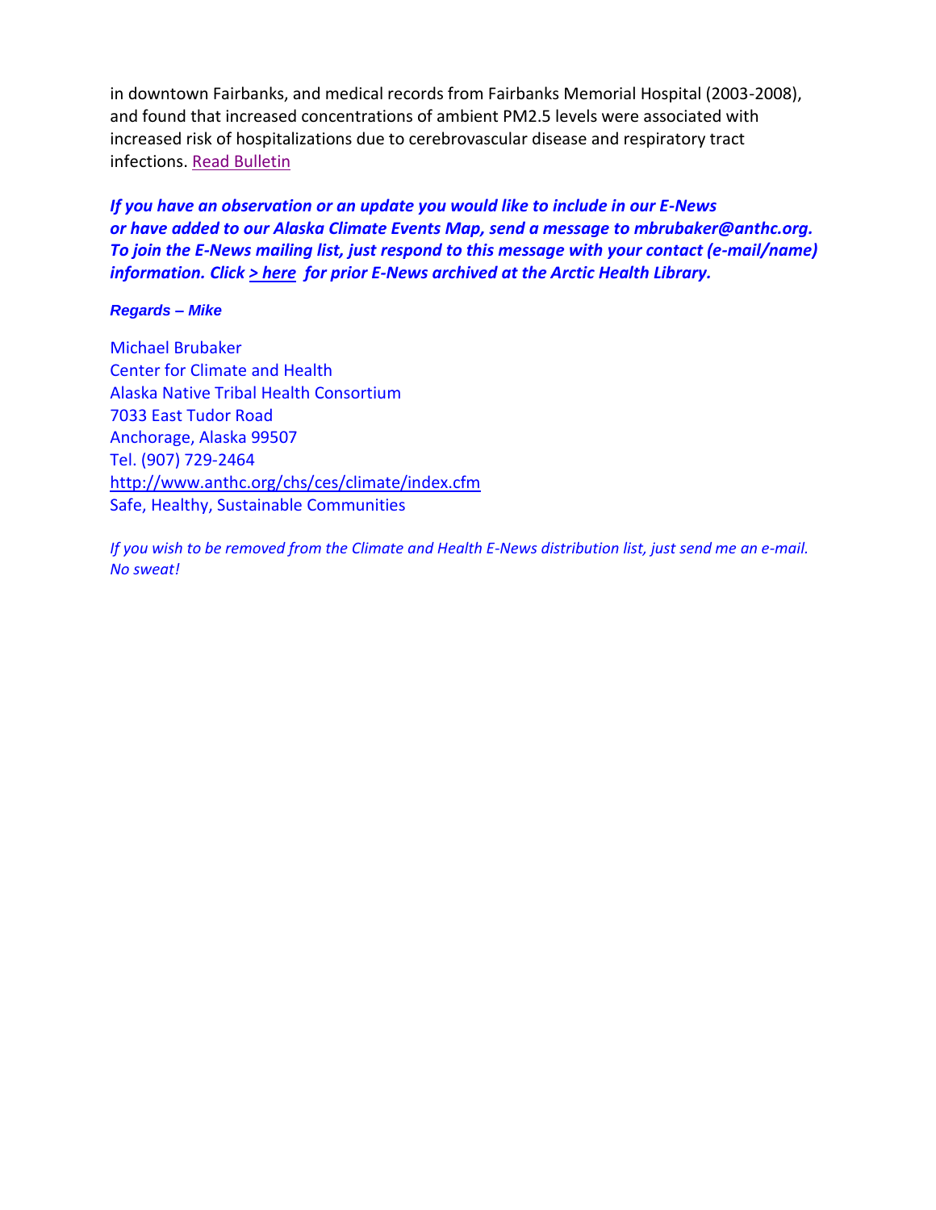in downtown Fairbanks, and medical records from Fairbanks Memorial Hospital (2003-2008), and found that increased concentrations of ambient PM2.5 levels were associated with increased risk of hospitalizations due to cerebrovascular disease and respiratory tract infections. Read Bulletin

***If you have an observation or an update you would like to include in our E-News or have added to our Alaska Climate Events Map, send a message to mbrubaker@anthc.org. To join the E-News mailing list, just respond to this message with your contact (e-mail/name) information. Click > here for prior E-News archived at the Arctic Health Library.***

***Regards – Mike***

Michael Brubaker
Center for Climate and Health
Alaska Native Tribal Health Consortium
7033 East Tudor Road
Anchorage, Alaska 99507
Tel. (907) 729-2464
http://www.anthc.org/chs/ces/climate/index.cfm
Safe, Healthy, Sustainable Communities

*If you wish to be removed from the Climate and Health E-News distribution list, just send me an e-mail. No sweat!*